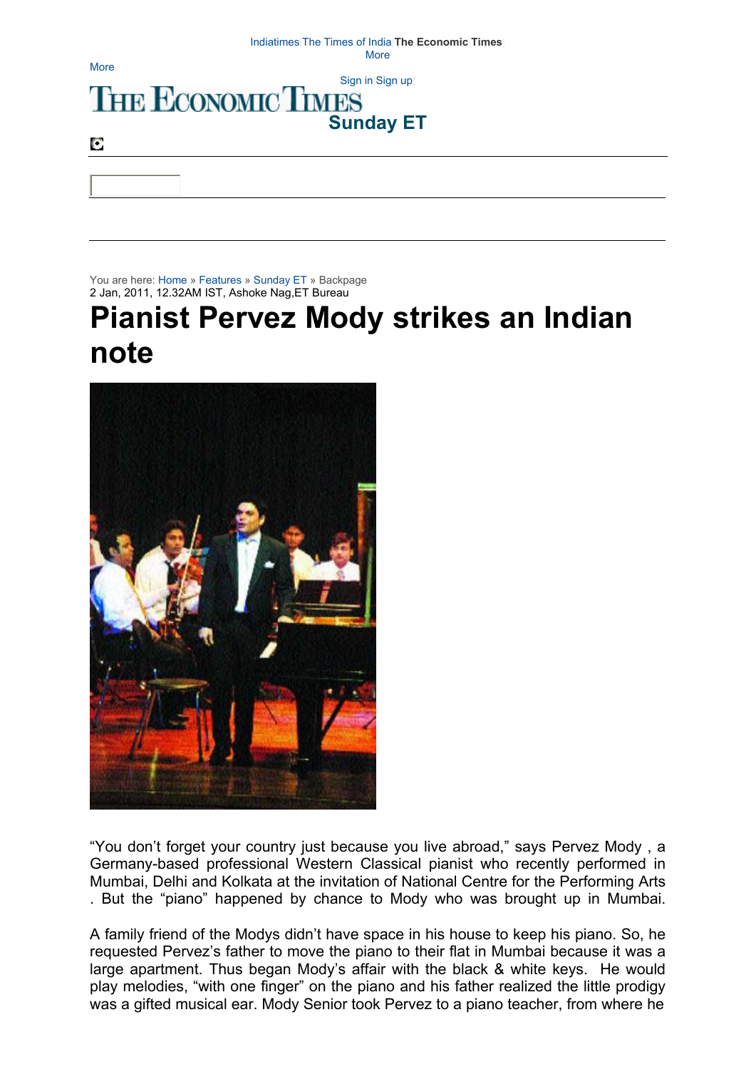Indiatimes | The Times of India | **The Economic Times** | More

More

Sign in | Sign up

# THE ECONOMIC TIMES

## Sunday ET

You are here: Home » Features » Sunday ET » Backpage

2 Jan, 2011, 12.32AM IST, Ashoke Nag,ET Bureau

# Pianist Pervez Mody strikes an Indian note

"You don't forget your country just because you live abroad," says Pervez Mody , a Germany-based professional Western Classical pianist who recently performed in Mumbai, Delhi and Kolkata at the invitation of National Centre for the Performing Arts . But the "piano" happened by chance to Mody who was brought up in Mumbai.

A family friend of the Modys didn't have space in his house to keep his piano. So, he requested Pervez's father to move the piano to their flat in Mumbai because it was a large apartment. Thus began Mody's affair with the black & white keys. He would play melodies, "with one finger" on the piano and his father realized the little prodigy was a gifted musical ear. Mody Senior took Pervez to a piano teacher, from where he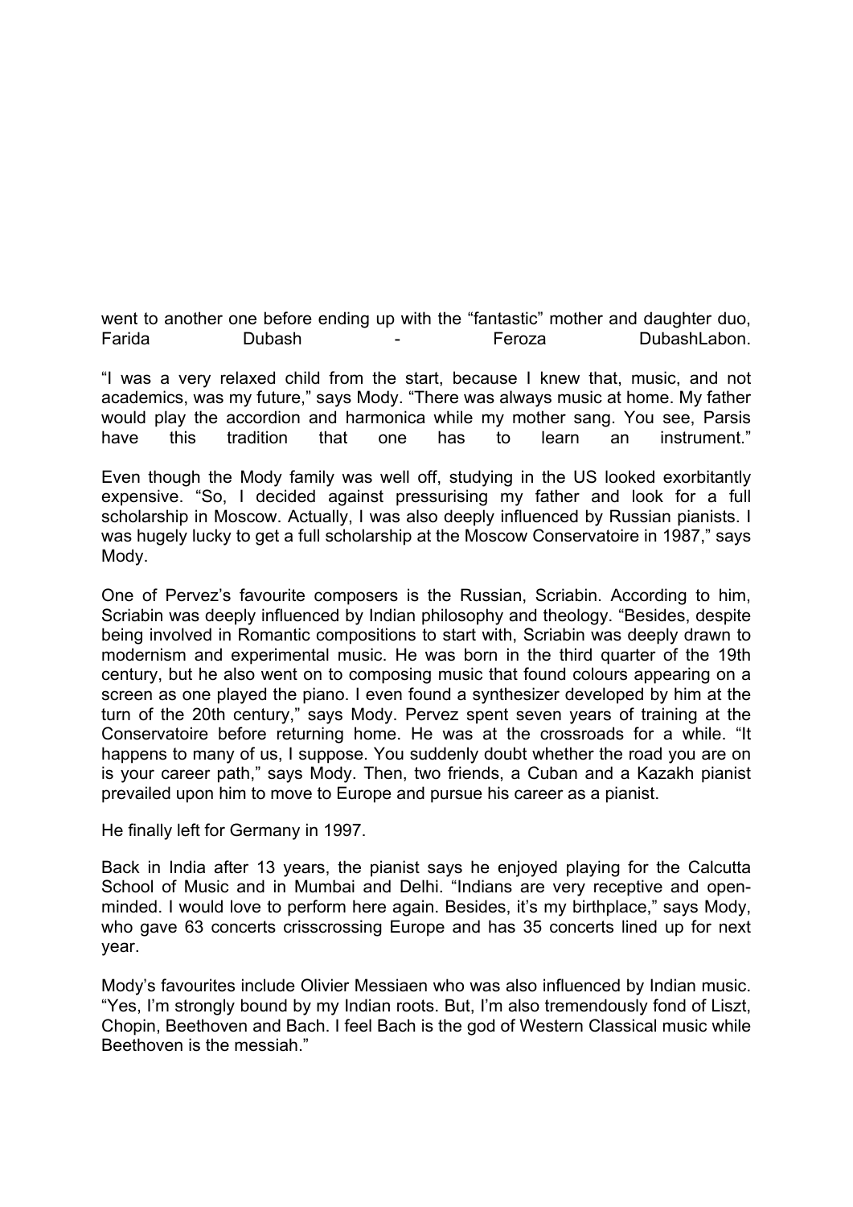went to another one before ending up with the "fantastic" mother and daughter duo, Farida Dubash - Feroza DubashLabon.

"I was a very relaxed child from the start, because I knew that, music, and not academics, was my future," says Mody. "There was always music at home. My father would play the accordion and harmonica while my mother sang. You see, Parsis have this tradition that one has to learn an instrument."

Even though the Mody family was well off, studying in the US looked exorbitantly expensive. "So, I decided against pressurising my father and look for a full scholarship in Moscow. Actually, I was also deeply influenced by Russian pianists. I was hugely lucky to get a full scholarship at the Moscow Conservatoire in 1987," says Mody.

One of Pervez's favourite composers is the Russian, Scriabin. According to him, Scriabin was deeply influenced by Indian philosophy and theology. "Besides, despite being involved in Romantic compositions to start with, Scriabin was deeply drawn to modernism and experimental music. He was born in the third quarter of the 19th century, but he also went on to composing music that found colours appearing on a screen as one played the piano. I even found a synthesizer developed by him at the turn of the 20th century," says Mody. Pervez spent seven years of training at the Conservatoire before returning home. He was at the crossroads for a while. "It happens to many of us, I suppose. You suddenly doubt whether the road you are on is your career path," says Mody. Then, two friends, a Cuban and a Kazakh pianist prevailed upon him to move to Europe and pursue his career as a pianist.

He finally left for Germany in 1997.

Back in India after 13 years, the pianist says he enjoyed playing for the Calcutta School of Music and in Mumbai and Delhi. "Indians are very receptive and open-minded. I would love to perform here again. Besides, it's my birthplace," says Mody, who gave 63 concerts crisscrossing Europe and has 35 concerts lined up for next year.

Mody's favourites include Olivier Messiaen who was also influenced by Indian music. "Yes, I'm strongly bound by my Indian roots. But, I'm also tremendously fond of Liszt, Chopin, Beethoven and Bach. I feel Bach is the god of Western Classical music while Beethoven is the messiah."